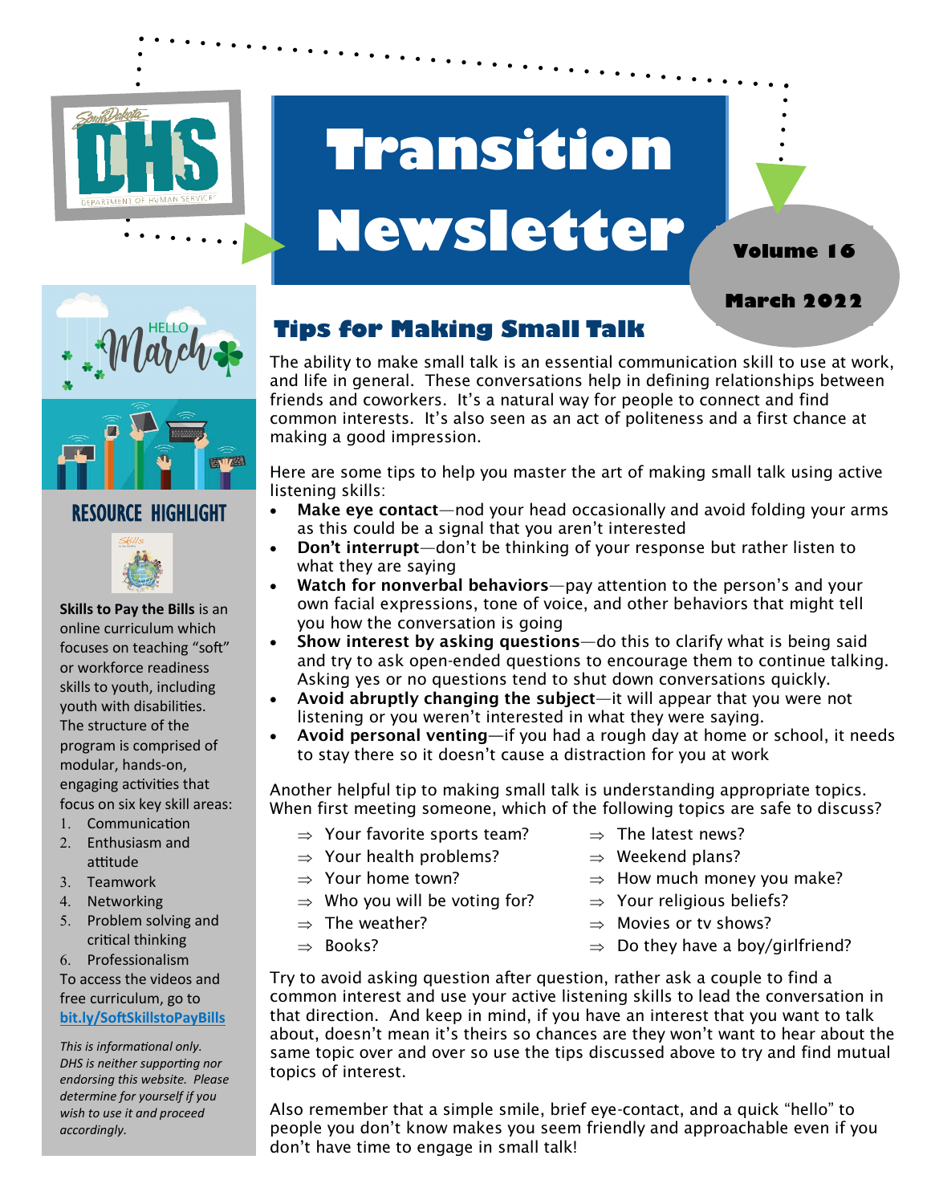# Transition Newsletter

Volume 16

March 2022

## Tips for Making Small Talk

The ability to make small talk is an essential communication skill to use at work, and life in general. These conversations help in defining relationships between friends and coworkers. It's a natural way for people to connect and find common interests. It's also seen as an act of politeness and a first chance at making a good impression.

Here are some tips to help you master the art of making small talk using active listening skills:

- **Make eye contact**—nod your head occasionally and avoid folding your arms as this could be a signal that you aren't interested
- **Don't interrupt**—don't be thinking of your response but rather listen to what they are saying
- **Watch for nonverbal behaviors**—pay attention to the person's and your own facial expressions, tone of voice, and other behaviors that might tell you how the conversation is going
- **Show interest by asking questions**—do this to clarify what is being said and try to ask open-ended questions to encourage them to continue talking. Asking yes or no questions tend to shut down conversations quickly.
- **Avoid abruptly changing the subject**—it will appear that you were not listening or you weren't interested in what they were saying.
- **Avoid personal venting**—if you had a rough day at home or school, it needs to stay there so it doesn't cause a distraction for you at work

Another helpful tip to making small talk is understanding appropriate topics. When first meeting someone, which of the following topics are safe to discuss?

- ⇒ Your favorite sports team?
- ⇒ Your health problems?
- ⇒ Your home town?
- ⇒ Who you will be voting for?
- ⇒ The weather?
- ⇒ Books?
- ⇒ The latest news?
- ⇒ Weekend plans?
- ⇒ How much money you make?
- ⇒ Your religious beliefs?
- ⇒ Movies or tv shows?
- ⇒ Do they have a boy/girlfriend?

Try to avoid asking question after question, rather ask a couple to find a common interest and use your active listening skills to lead the conversation in that direction. And keep in mind, if you have an interest that you want to talk about, doesn't mean it's theirs so chances are they won't want to hear about the same topic over and over so use the tips discussed above to try and find mutual topics of interest.

Also remember that a simple smile, brief eye-contact, and a quick "hello" to people you don't know makes you seem friendly and approachable even if you don't have time to engage in small talk!

## RESOURCE HIGHLIGHT

**Skills to Pay the Bills** is an online curriculum which focuses on teaching "soft" or workforce readiness skills to youth, including youth with disabilities. The structure of the program is comprised of modular, hands-on, engaging activities that focus on six key skill areas:

1. Communication
2. Enthusiasm and attitude
3. Teamwork
4. Networking
5. Problem solving and critical thinking
6. Professionalism

To access the videos and free curriculum, go to **bit.ly/SoftSkillstoPayBills**

*This is informational only. DHS is neither supporting nor endorsing this website. Please determine for yourself if you wish to use it and proceed accordingly.*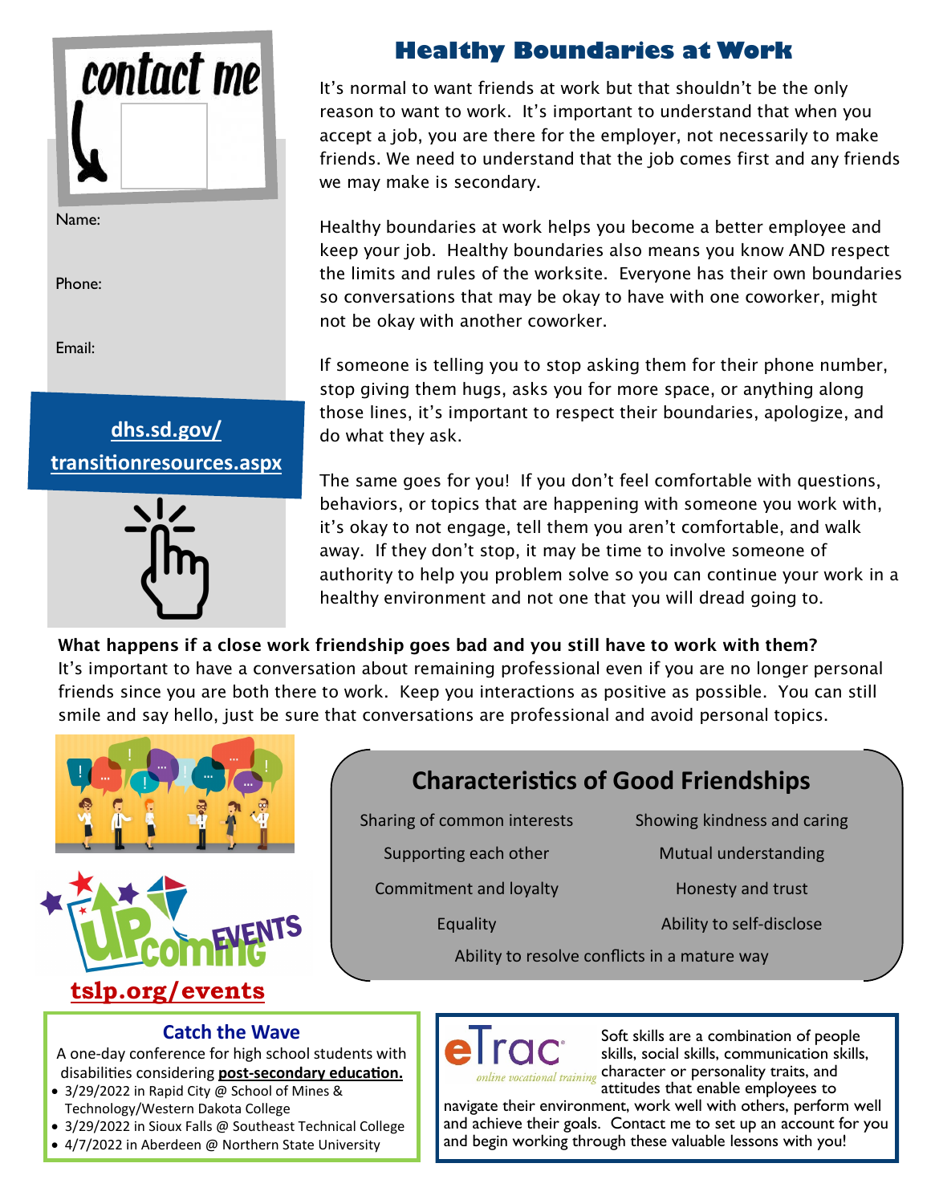contact me

Name:

Phone:

Email:

dhs.sd.gov/transitionresources.aspx

# Healthy Boundaries at Work

It's normal to want friends at work but that shouldn't be the only reason to want to work. It's important to understand that when you accept a job, you are there for the employer, not necessarily to make friends. We need to understand that the job comes first and any friends we may make is secondary.

Healthy boundaries at work helps you become a better employee and keep your job. Healthy boundaries also means you know AND respect the limits and rules of the worksite. Everyone has their own boundaries so conversations that may be okay to have with one coworker, might not be okay with another coworker.

If someone is telling you to stop asking them for their phone number, stop giving them hugs, asks you for more space, or anything along those lines, it's important to respect their boundaries, apologize, and do what they ask.

The same goes for you! If you don't feel comfortable with questions, behaviors, or topics that are happening with someone you work with, it's okay to not engage, tell them you aren't comfortable, and walk away. If they don't stop, it may be time to involve someone of authority to help you problem solve so you can continue your work in a healthy environment and not one that you will dread going to.

**What happens if a close work friendship goes bad and you still have to work with them?**
It's important to have a conversation about remaining professional even if you are no longer personal friends since you are both there to work. Keep you interactions as positive as possible. You can still smile and say hello, just be sure that conversations are professional and avoid personal topics.

## Characteristics of Good Friendships

- Sharing of common interests
- Showing kindness and caring
- Supporting each other
- Mutual understanding
- Commitment and loyalty
- Honesty and trust
- Equality
- Ability to self-disclose
- Ability to resolve conflicts in a mature way

Upcoming Events

tslp.org/events

### Catch the Wave

A one-day conference for high school students with disabilities considering **post-secondary education.**

- 3/29/2022 in Rapid City @ School of Mines & Technology/Western Dakota College
- 3/29/2022 in Sioux Falls @ Southeast Technical College
- 4/7/2022 in Aberdeen @ Northern State University

eTrac *online vocational training*

Soft skills are a combination of people skills, social skills, communication skills, character or personality traits, and attitudes that enable employees to navigate their environment, work well with others, perform well and achieve their goals. Contact me to set up an account for you and begin working through these valuable lessons with you!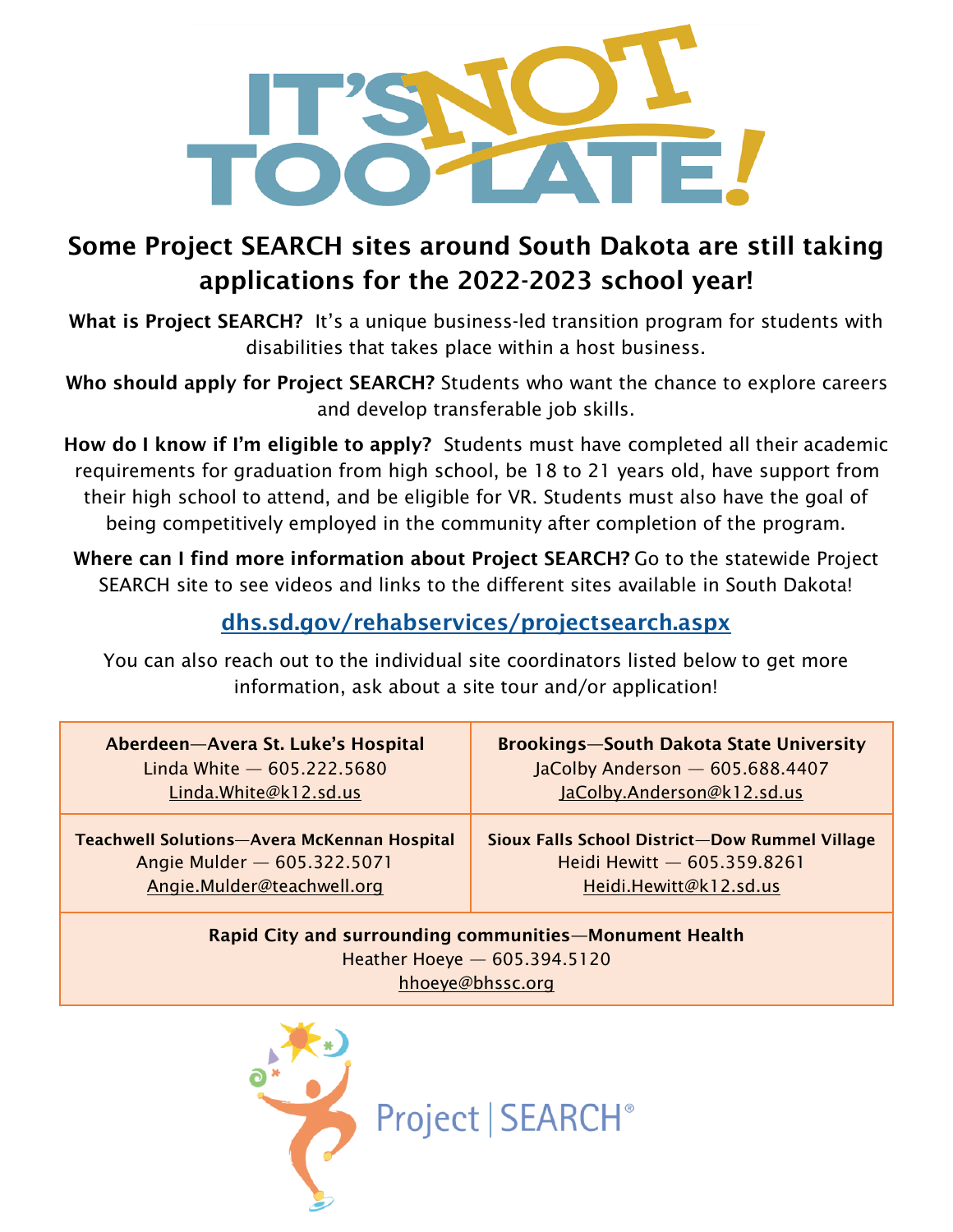# IT'S NOT TOO LATE!

## Some Project SEARCH sites around South Dakota are still taking applications for the 2022-2023 school year!

**What is Project SEARCH?** It's a unique business-led transition program for students with disabilities that takes place within a host business.

**Who should apply for Project SEARCH?** Students who want the chance to explore careers and develop transferable job skills.

**How do I know if I'm eligible to apply?** Students must have completed all their academic requirements for graduation from high school, be 18 to 21 years old, have support from their high school to attend, and be eligible for VR. Students must also have the goal of being competitively employed in the community after completion of the program.

**Where can I find more information about Project SEARCH?** Go to the statewide Project SEARCH site to see videos and links to the different sites available in South Dakota!

**dhs.sd.gov/rehabservices/projectsearch.aspx**

You can also reach out to the individual site coordinators listed below to get more information, ask about a site tour and/or application!

| | |
|---|---|
| **Aberdeen—Avera St. Luke's Hospital**<br>Linda White — 605.222.5680<br>Linda.White@k12.sd.us | **Brookings—South Dakota State University**<br>JaColby Anderson — 605.688.4407<br>JaColby.Anderson@k12.sd.us |
| **Teachwell Solutions—Avera McKennan Hospital**<br>Angie Mulder — 605.322.5071<br>Angie.Mulder@teachwell.org | **Sioux Falls School District—Dow Rummel Village**<br>Heidi Hewitt — 605.359.8261<br>Heidi.Hewitt@k12.sd.us |
| **Rapid City and surrounding communities—Monument Health**<br>Heather Hoeye — 605.394.5120<br>hhoeye@bhssc.org | |

Project | SEARCH®